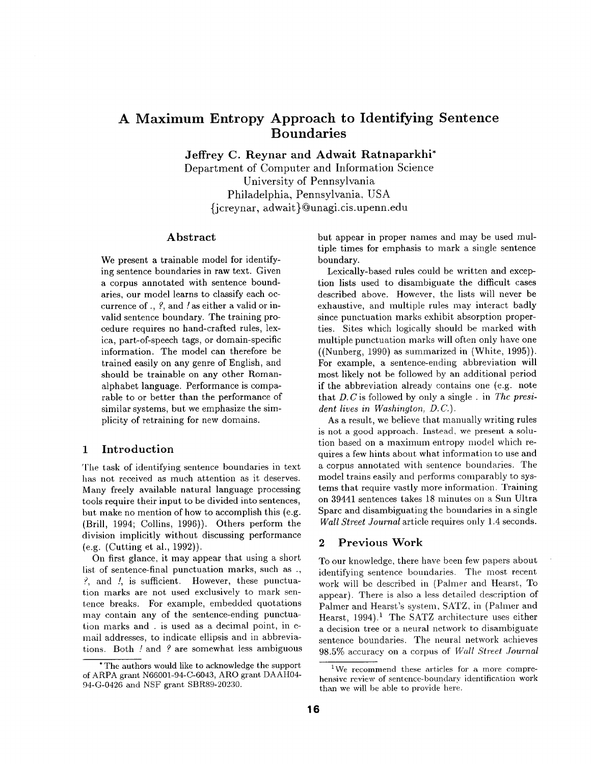# A Maximum Entropy Approach to Identifying Sentence Boundaries

**Jeffrey C. Reynar and Adwait Ratnaparkhi***

Department of Computer and Information Science
University of Pennsylvania
Philadelphia, Pennsylvania, USA
{jcreynar, adwait}@unagi.cis.upenn.edu

## Abstract

We present a trainable model for identifying sentence boundaries in raw text. Given a corpus annotated with sentence boundaries, our model learns to classify each occurrence of *.*, *?*, and *!* as either a valid or invalid sentence boundary. The training procedure requires no hand-crafted rules, lexica, part-of-speech tags, or domain-specific information. The model can therefore be trained easily on any genre of English, and should be trainable on any other Roman-alphabet language. Performance is comparable to or better than the performance of similar systems, but we emphasize the simplicity of retraining for new domains.

## 1 Introduction

The task of identifying sentence boundaries in text has not received as much attention as it deserves. Many freely available natural language processing tools require their input to be divided into sentences, but make no mention of how to accomplish this (e.g. (Brill, 1994; Collins, 1996)). Others perform the division implicitly without discussing performance (e.g. (Cutting et al., 1992)).

On first glance, it may appear that using a short list of sentence-final punctuation marks, such as *.*, *?*, and *!*, is sufficient. However, these punctuation marks are not used exclusively to mark sentence breaks. For example, embedded quotations may contain any of the sentence-ending punctuation marks and *.* is used as a decimal point, in e-mail addresses, to indicate ellipsis and in abbreviations. Both *!* and *?* are somewhat less ambiguous but appear in proper names and may be used multiple times for emphasis to mark a single sentence boundary.

Lexically-based rules could be written and exception lists used to disambiguate the difficult cases described above. However, the lists will never be exhaustive, and multiple rules may interact badly since punctuation marks exhibit absorption properties. Sites which logically should be marked with multiple punctuation marks will often only have one ((Nunberg, 1990) as summarized in (White, 1995)). For example, a sentence-ending abbreviation will most likely not be followed by an additional period if the abbreviation already contains one (e.g. note that *D.C* is followed by only a single *.* in *The president lives in Washington, D.C.*).

As a result, we believe that manually writing rules is not a good approach. Instead, we present a solution based on a maximum entropy model which requires a few hints about what information to use and a corpus annotated with sentence boundaries. The model trains easily and performs comparably to systems that require vastly more information. Training on 39441 sentences takes 18 minutes on a Sun Ultra Sparc and disambiguating the boundaries in a single *Wall Street Journal* article requires only 1.4 seconds.

## 2 Previous Work

To our knowledge, there have been few papers about identifying sentence boundaries. The most recent work will be described in (Palmer and Hearst, To appear). There is also a less detailed description of Palmer and Hearst's system, SATZ, in (Palmer and Hearst, 1994).[1] The SATZ architecture uses either a decision tree or a neural network to disambiguate sentence boundaries. The neural network achieves 98.5% accuracy on a corpus of *Wall Street Journal*

*The authors would like to acknowledge the support of ARPA grant N66001-94-C-6043, ARO grant DAAH04-94-G-0426 and NSF grant SBR89-20230.

[1] We recommend these articles for a more comprehensive review of sentence-boundary identification work than we will be able to provide here.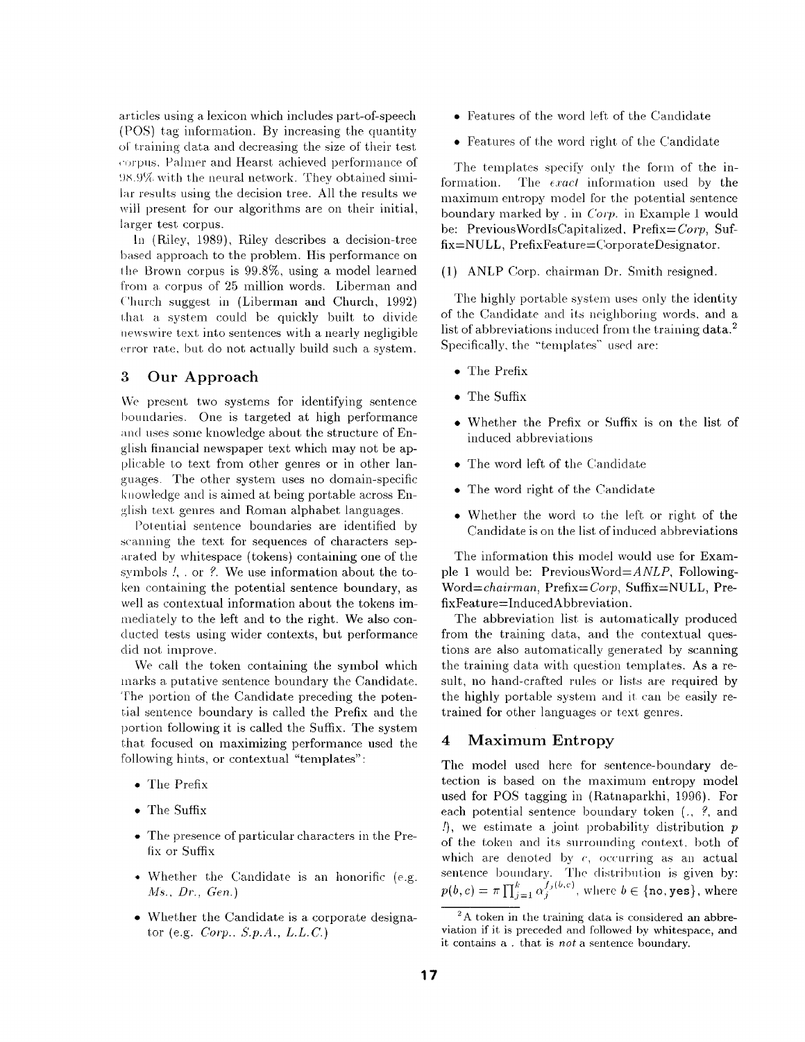articles using a lexicon which includes part-of-speech (POS) tag information. By increasing the quantity of training data and decreasing the size of their test corpus, Palmer and Hearst achieved performance of 98.9% with the neural network. They obtained similar results using the decision tree. All the results we will present for our algorithms are on their initial, larger test corpus.

In (Riley, 1989), Riley describes a decision-tree based approach to the problem. His performance on the Brown corpus is 99.8%, using a model learned from a corpus of 25 million words. Liberman and Church suggest in (Liberman and Church, 1992) that a system could be quickly built to divide newswire text into sentences with a nearly negligible error rate, but do not actually build such a system.

## 3 Our Approach

We present two systems for identifying sentence boundaries. One is targeted at high performance and uses some knowledge about the structure of English financial newspaper text which may not be applicable to text from other genres or in other languages. The other system uses no domain-specific knowledge and is aimed at being portable across English text genres and Roman alphabet languages.

Potential sentence boundaries are identified by scanning the text for sequences of characters separated by whitespace (tokens) containing one of the symbols *!*, . or *?*. We use information about the token containing the potential sentence boundary, as well as contextual information about the tokens immediately to the left and to the right. We also conducted tests using wider contexts, but performance did not improve.

We call the token containing the symbol which marks a putative sentence boundary the Candidate. The portion of the Candidate preceding the potential sentence boundary is called the Prefix and the portion following it is called the Suffix. The system that focused on maximizing performance used the following hints, or contextual "templates":

- The Prefix
- The Suffix
- The presence of particular characters in the Prefix or Suffix
- Whether the Candidate is an honorific (e.g. *Ms.*, *Dr.*, *Gen.*)
- Whether the Candidate is a corporate designator (e.g. *Corp.*, *S.p.A.*, *L.L.C.*)
- Features of the word left of the Candidate
- Features of the word right of the Candidate

The templates specify only the form of the information. The *exact* information used by the maximum entropy model for the potential sentence boundary marked by . in *Corp.* in Example 1 would be: PreviousWordIsCapitalized, Prefix=*Corp*, Suffix=NULL, PrefixFeature=CorporateDesignator.

(1) ANLP Corp. chairman Dr. Smith resigned.

The highly portable system uses only the identity of the Candidate and its neighboring words, and a list of abbreviations induced from the training data.[2] Specifically, the "templates" used are:

- The Prefix
- The Suffix
- Whether the Prefix or Suffix is on the list of induced abbreviations
- The word left of the Candidate
- The word right of the Candidate
- Whether the word to the left or right of the Candidate is on the list of induced abbreviations

The information this model would use for Example 1 would be: PreviousWord=*ANLP*, FollowingWord=*chairman*, Prefix=*Corp*, Suffix=NULL, PrefixFeature=InducedAbbreviation.

The abbreviation list is automatically produced from the training data, and the contextual questions are also automatically generated by scanning the training data with question templates. As a result, no hand-crafted rules or lists are required by the highly portable system and it can be easily retrained for other languages or text genres.

## 4 Maximum Entropy

The model used here for sentence-boundary detection is based on the maximum entropy model used for POS tagging in (Ratnaparkhi, 1996). For each potential sentence boundary token (., *?*, and *!*), we estimate a joint probability distribution $p$ of the token and its surrounding context, both of which are denoted by $c$, occurring as an actual sentence boundary. The distribution is given by: $p(b,c) = \pi \prod_{j=1}^{k} \alpha_j^{f_j(b,c)}$, where $b \in \{\texttt{no}, \texttt{yes}\}$, where

[2] A token in the training data is considered an abbreviation if it is preceded and followed by whitespace, and it contains a . that is *not* a sentence boundary.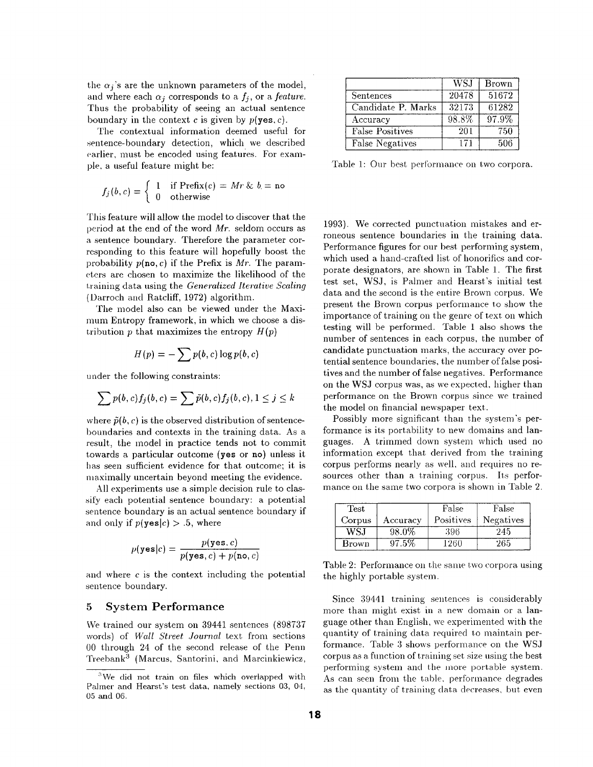the $\alpha_j$'s are the unknown parameters of the model, and where each $\alpha_j$ corresponds to a $f_j$, or a *feature*. Thus the probability of seeing an actual sentence boundary in the context $c$ is given by $p(\texttt{yes}, c)$.

The contextual information deemed useful for sentence-boundary detection, which we described earlier, must be encoded using features. For example, a useful feature might be:

$$f_j(b,c) = \begin{cases} 1 & \text{if Prefix}(c) = Mr \;\&\; b = \texttt{no} \\ 0 & \text{otherwise} \end{cases}$$

This feature will allow the model to discover that the period at the end of the word *Mr.* seldom occurs as a sentence boundary. Therefore the parameter corresponding to this feature will hopefully boost the probability $p(\texttt{no}, c)$ if the Prefix is *Mr*. The parameters are chosen to maximize the likelihood of the training data using the *Generalized Iterative Scaling* (Darroch and Ratcliff, 1972) algorithm.

The model also can be viewed under the Maximum Entropy framework, in which we choose a distribution $p$ that maximizes the entropy $H(p)$

$$H(p) = -\sum p(b,c) \log p(b,c)$$

under the following constraints:

$$\sum p(b,c) f_j(b,c) = \sum \tilde{p}(b,c) f_j(b,c), 1 \leq j \leq k$$

where $\tilde{p}(b,c)$ is the observed distribution of sentence-boundaries and contexts in the training data. As a result, the model in practice tends not to commit towards a particular outcome (yes or no) unless it has seen sufficient evidence for that outcome; it is maximally uncertain beyond meeting the evidence.

All experiments use a simple decision rule to classify each potential sentence boundary: a potential sentence boundary is an actual sentence boundary if and only if $p(\texttt{yes}|c) > .5$, where

$$p(\texttt{yes}|c) = \frac{p(\texttt{yes}, c)}{p(\texttt{yes}, c) + p(\texttt{no}, c)}$$

and where $c$ is the context including the potential sentence boundary.

## 5 System Performance

We trained our system on 39441 sentences (898737 words) of *Wall Street Journal* text from sections 00 through 24 of the second release of the Penn Treebank[3] (Marcus, Santorini, and Marcinkiewicz, 1993). We corrected punctuation mistakes and erroneous sentence boundaries in the training data. Performance figures for our best performing system, which used a hand-crafted list of honorifics and corporate designators, are shown in Table 1. The first test set, WSJ, is Palmer and Hearst's initial test data and the second is the entire Brown corpus. We present the Brown corpus performance to show the importance of training on the genre of text on which testing will be performed. Table 1 also shows the number of sentences in each corpus, the number of candidate punctuation marks, the accuracy over potential sentence boundaries, the number of false positives and the number of false negatives. Performance on the WSJ corpus was, as we expected, higher than performance on the Brown corpus since we trained the model on financial newspaper text.

[3] We did not train on files which overlapped with Palmer and Hearst's test data, namely sections 03, 04, 05 and 06.

| | WSJ | Brown |
|---|---|---|
| Sentences | 20478 | 51672 |
| Candidate P. Marks | 32173 | 61282 |
| Accuracy | 98.8% | 97.9% |
| False Positives | 201 | 750 |
| False Negatives | 171 | 506 |

Table 1: Our best performance on two corpora.

Possibly more significant than the system's performance is its portability to new domains and languages. A trimmed down system which used no information except that derived from the training corpus performs nearly as well, and requires no resources other than a training corpus. Its performance on the same two corpora is shown in Table 2.

| Test Corpus | Accuracy | False Positives | False Negatives |
|---|---|---|---|
| WSJ | 98.0% | 396 | 245 |
| Brown | 97.5% | 1260 | 265 |

Table 2: Performance on the same two corpora using the highly portable system.

Since 39441 training sentences is considerably more than might exist in a new domain or a language other than English, we experimented with the quantity of training data required to maintain performance. Table 3 shows performance on the WSJ corpus as a function of training set size using the best performing system and the more portable system. As can seen from the table, performance degrades as the quantity of training data decreases, but even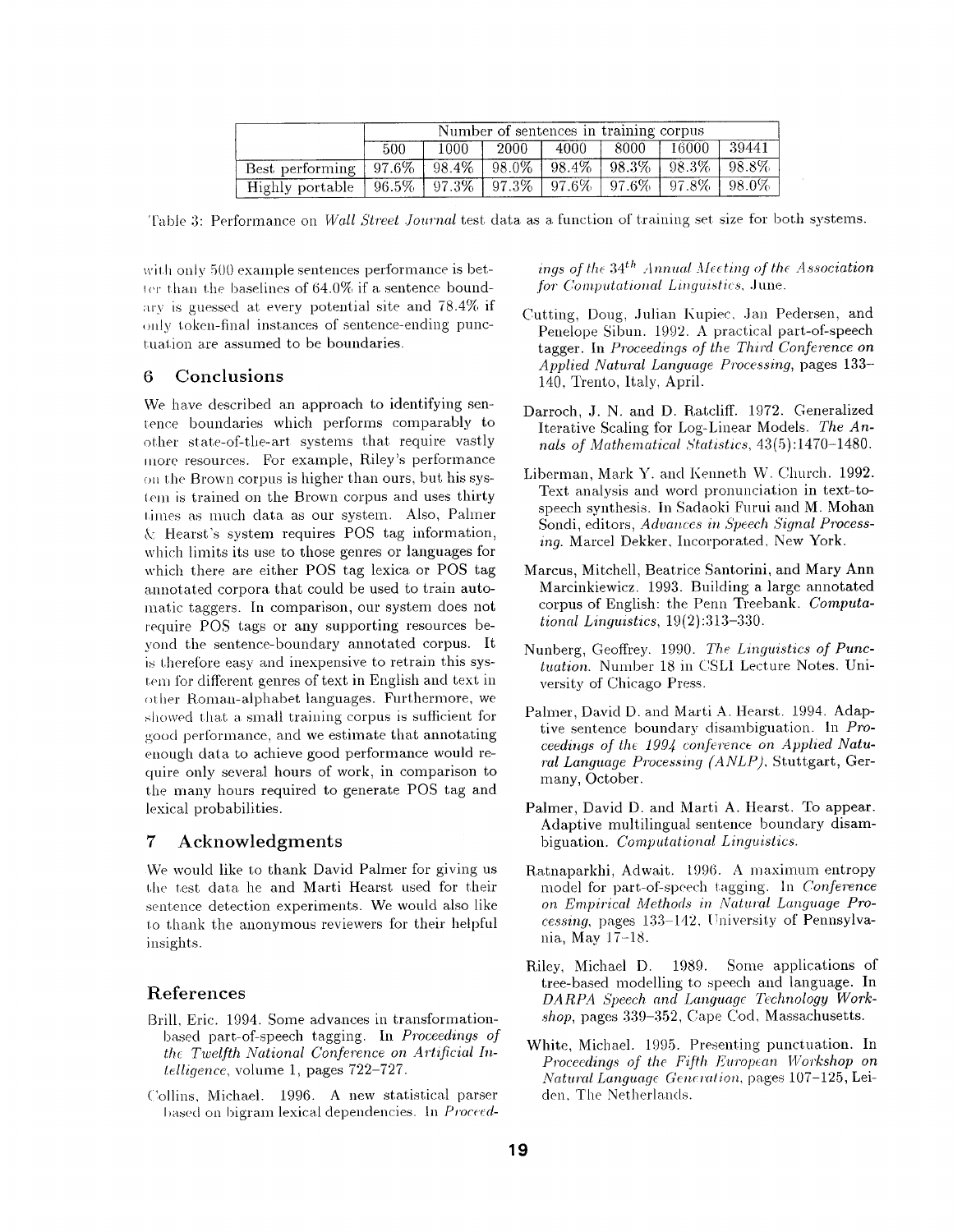| | Number of sentences in training corpus | | | | | | |
|---|---|---|---|---|---|---|---|
| | 500 | 1000 | 2000 | 4000 | 8000 | 16000 | 39441 |
| Best performing | 97.6% | 98.4% | 98.0% | 98.4% | 98.3% | 98.3% | 98.8% |
| Highly portable | 96.5% | 97.3% | 97.3% | 97.6% | 97.6% | 97.8% | 98.0% |

Table 3: Performance on *Wall Street Journal* test data as a function of training set size for both systems.

with only 500 example sentences performance is better than the baselines of 64.0% if a sentence boundary is guessed at every potential site and 78.4% if only token-final instances of sentence-ending punctuation are assumed to be boundaries.

## 6 Conclusions

We have described an approach to identifying sentence boundaries which performs comparably to other state-of-the-art systems that require vastly more resources. For example, Riley's performance on the Brown corpus is higher than ours, but his system is trained on the Brown corpus and uses thirty times as much data as our system. Also, Palmer & Hearst's system requires POS tag information, which limits its use to those genres or languages for which there are either POS tag lexica or POS tag annotated corpora that could be used to train automatic taggers. In comparison, our system does not require POS tags or any supporting resources beyond the sentence-boundary annotated corpus. It is therefore easy and inexpensive to retrain this system for different genres of text in English and text in other Roman-alphabet languages. Furthermore, we showed that a small training corpus is sufficient for good performance, and we estimate that annotating enough data to achieve good performance would require only several hours of work, in comparison to the many hours required to generate POS tag and lexical probabilities.

## 7 Acknowledgments

We would like to thank David Palmer for giving us the test data he and Marti Hearst used for their sentence detection experiments. We would also like to thank the anonymous reviewers for their helpful insights.

## References

Brill, Eric. 1994. Some advances in transformation-based part-of-speech tagging. In *Proceedings of the Twelfth National Conference on Artificial Intelligence*, volume 1, pages 722–727.

Collins, Michael. 1996. A new statistical parser based on bigram lexical dependencies. In *Proceedings of the 34th Annual Meeting of the Association for Computational Linguistics*, June.

Cutting, Doug, Julian Kupiec, Jan Pedersen, and Penelope Sibun. 1992. A practical part-of-speech tagger. In *Proceedings of the Third Conference on Applied Natural Language Processing*, pages 133–140, Trento, Italy, April.

Darroch, J. N. and D. Ratcliff. 1972. Generalized Iterative Scaling for Log-Linear Models. *The Annals of Mathematical Statistics*, 43(5):1470–1480.

Liberman, Mark Y. and Kenneth W. Church. 1992. Text analysis and word pronunciation in text-to-speech synthesis. In Sadaoki Furui and M. Mohan Sondi, editors, *Advances in Speech Signal Processing*. Marcel Dekker, Incorporated, New York.

Marcus, Mitchell, Beatrice Santorini, and Mary Ann Marcinkiewicz. 1993. Building a large annotated corpus of English: the Penn Treebank. *Computational Linguistics*, 19(2):313–330.

Nunberg, Geoffrey. 1990. *The Linguistics of Punctuation*. Number 18 in CSLI Lecture Notes. University of Chicago Press.

Palmer, David D. and Marti A. Hearst. 1994. Adaptive sentence boundary disambiguation. In *Proceedings of the 1994 conference on Applied Natural Language Processing (ANLP)*, Stuttgart, Germany, October.

Palmer, David D. and Marti A. Hearst. To appear. Adaptive multilingual sentence boundary disambiguation. *Computational Linguistics*.

Ratnaparkhi, Adwait. 1996. A maximum entropy model for part-of-speech tagging. In *Conference on Empirical Methods in Natural Language Processing*, pages 133–142, University of Pennsylvania, May 17–18.

Riley, Michael D. 1989. Some applications of tree-based modelling to speech and language. In *DARPA Speech and Language Technology Workshop*, pages 339–352, Cape Cod, Massachusetts.

White, Michael. 1995. Presenting punctuation. In *Proceedings of the Fifth European Workshop on Natural Language Generation*, pages 107–125, Leiden, The Netherlands.